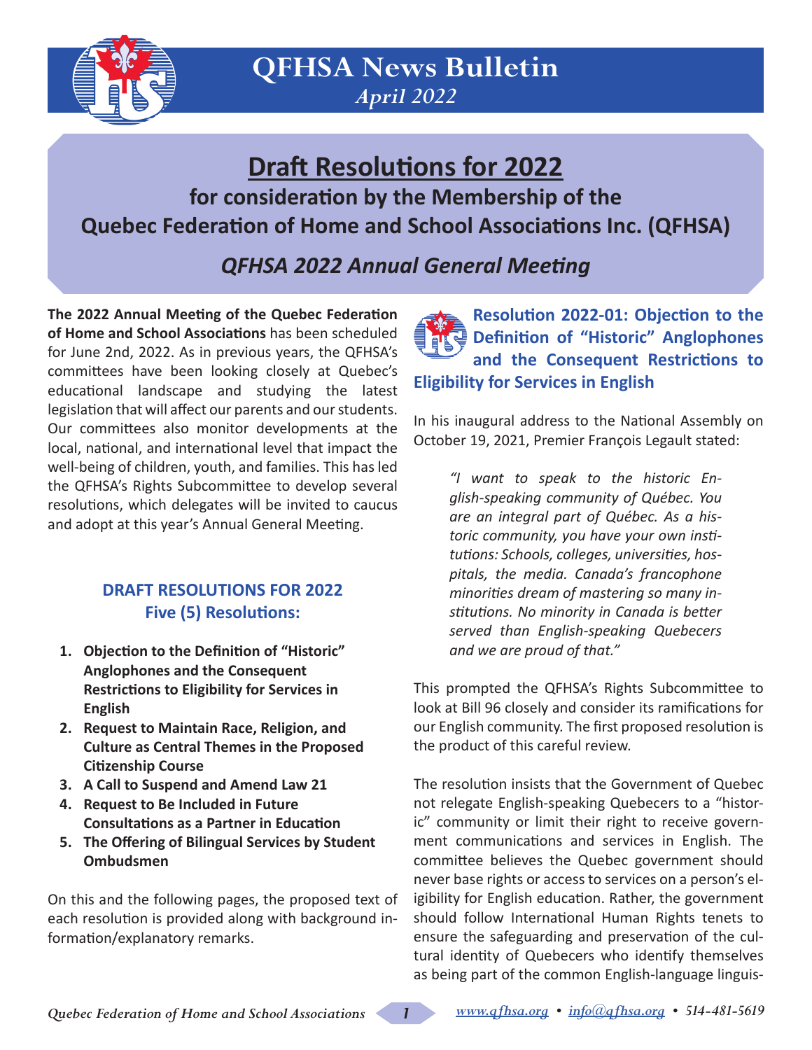# QFHSA News Bulletin

*April 2022*

## Draft Resolutions for 2022

**for consideration by the Membership of the Quebec Federation of Home and School Associations Inc. (QFHSA)**

***QFHSA 2022 Annual General Meeting***

**The 2022 Annual Meeting of the Quebec Federation of Home and School Associations** has been scheduled for June 2nd, 2022. As in previous years, the QFHSA's committees have been looking closely at Quebec's educational landscape and studying the latest legislation that will affect our parents and our students. Our committees also monitor developments at the local, national, and international level that impact the well-being of children, youth, and families. This has led the QFHSA's Rights Subcommittee to develop several resolutions, which delegates will be invited to caucus and adopt at this year's Annual General Meeting.

### DRAFT RESOLUTIONS FOR 2022
### Five (5) Resolutions:

1. **Objection to the Definition of "Historic" Anglophones and the Consequent Restrictions to Eligibility for Services in English**
2. **Request to Maintain Race, Religion, and Culture as Central Themes in the Proposed Citizenship Course**
3. **A Call to Suspend and Amend Law 21**
4. **Request to Be Included in Future Consultations as a Partner in Education**
5. **The Offering of Bilingual Services by Student Ombudsmen**

On this and the following pages, the proposed text of each resolution is provided along with background information/explanatory remarks.

### Resolution 2022-01: Objection to the Definition of "Historic" Anglophones and the Consequent Restrictions to Eligibility for Services in English

In his inaugural address to the National Assembly on October 19, 2021, Premier François Legault stated:

> *"I want to speak to the historic English-speaking community of Québec. You are an integral part of Québec. As a historic community, you have your own institutions: Schools, colleges, universities, hospitals, the media. Canada's francophone minorities dream of mastering so many institutions. No minority in Canada is better served than English-speaking Quebecers and we are proud of that."*

This prompted the QFHSA's Rights Subcommittee to look at Bill 96 closely and consider its ramifications for our English community. The first proposed resolution is the product of this careful review.

The resolution insists that the Government of Quebec not relegate English-speaking Quebecers to a "historic" community or limit their right to receive government communications and services in English. The committee believes the Quebec government should never base rights or access to services on a person's eligibility for English education. Rather, the government should follow International Human Rights tenets to ensure the safeguarding and preservation of the cultural identity of Quebecers who identify themselves as being part of the common English-language linguis-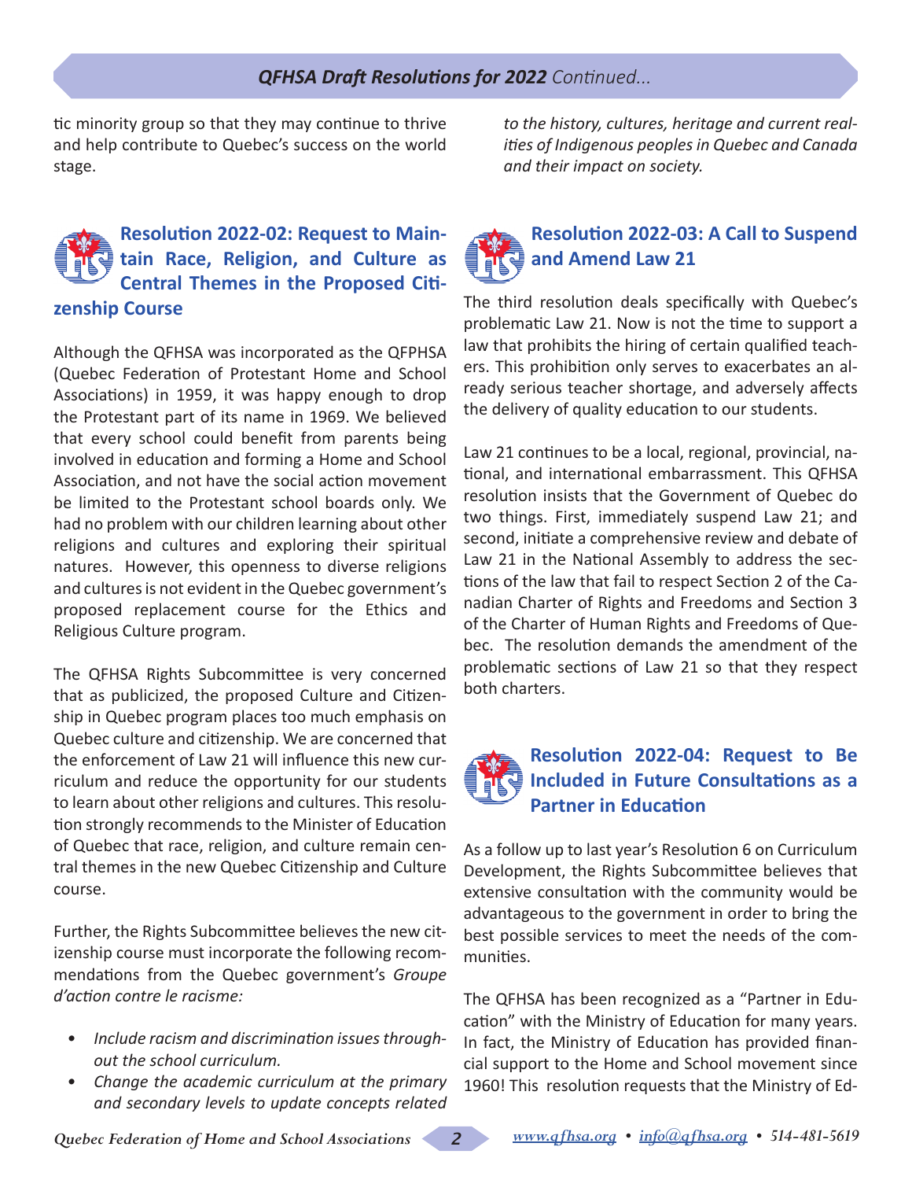tic minority group so that they may continue to thrive and help contribute to Quebec's success on the world stage.

## Resolution 2022-02: Request to Maintain Race, Religion, and Culture as Central Themes in the Proposed Citizenship Course

Although the QFHSA was incorporated as the QFPHSA (Quebec Federation of Protestant Home and School Associations) in 1959, it was happy enough to drop the Protestant part of its name in 1969. We believed that every school could benefit from parents being involved in education and forming a Home and School Association, and not have the social action movement be limited to the Protestant school boards only. We had no problem with our children learning about other religions and cultures and exploring their spiritual natures. However, this openness to diverse religions and cultures is not evident in the Quebec government's proposed replacement course for the Ethics and Religious Culture program.

The QFHSA Rights Subcommittee is very concerned that as publicized, the proposed Culture and Citizenship in Quebec program places too much emphasis on Quebec culture and citizenship. We are concerned that the enforcement of Law 21 will influence this new curriculum and reduce the opportunity for our students to learn about other religions and cultures. This resolution strongly recommends to the Minister of Education of Quebec that race, religion, and culture remain central themes in the new Quebec Citizenship and Culture course.

Further, the Rights Subcommittee believes the new citizenship course must incorporate the following recommendations from the Quebec government's *Groupe d'action contre le racisme:*

- *Include racism and discrimination issues throughout the school curriculum.*
- *Change the academic curriculum at the primary and secondary levels to update concepts related to the history, cultures, heritage and current realities of Indigenous peoples in Quebec and Canada and their impact on society.*

## Resolution 2022-03: A Call to Suspend and Amend Law 21

The third resolution deals specifically with Quebec's problematic Law 21. Now is not the time to support a law that prohibits the hiring of certain qualified teachers. This prohibition only serves to exacerbates an already serious teacher shortage, and adversely affects the delivery of quality education to our students.

Law 21 continues to be a local, regional, provincial, national, and international embarrassment. This QFHSA resolution insists that the Government of Quebec do two things. First, immediately suspend Law 21; and second, initiate a comprehensive review and debate of Law 21 in the National Assembly to address the sections of the law that fail to respect Section 2 of the Canadian Charter of Rights and Freedoms and Section 3 of the Charter of Human Rights and Freedoms of Quebec. The resolution demands the amendment of the problematic sections of Law 21 so that they respect both charters.

## Resolution 2022-04: Request to Be Included in Future Consultations as a Partner in Education

As a follow up to last year's Resolution 6 on Curriculum Development, the Rights Subcommittee believes that extensive consultation with the community would be advantageous to the government in order to bring the best possible services to meet the needs of the communities.

The QFHSA has been recognized as a "Partner in Education" with the Ministry of Education for many years. In fact, the Ministry of Education has provided financial support to the Home and School movement since 1960! This resolution requests that the Ministry of Ed-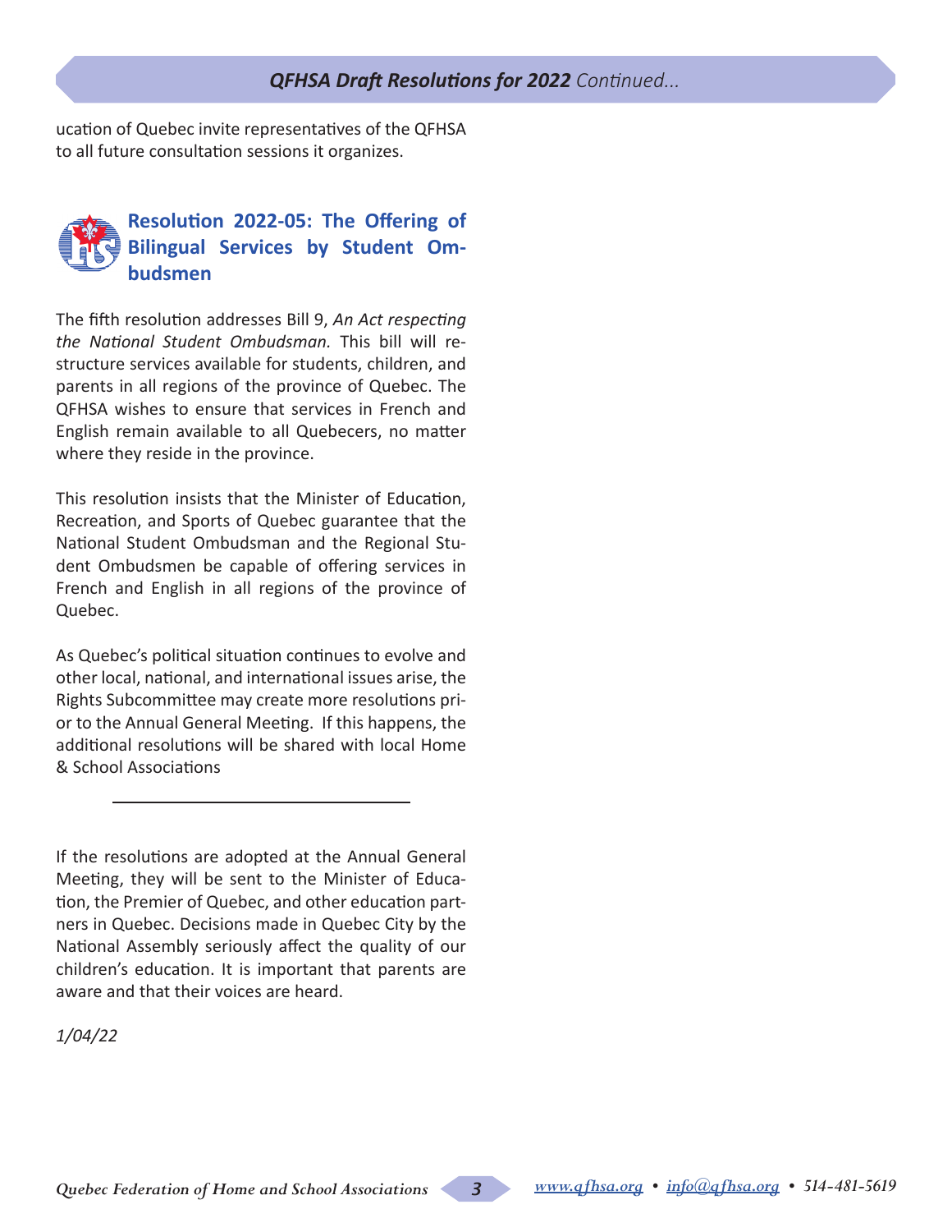ucation of Quebec invite representatives of the QFHSA to all future consultation sessions it organizes.

## Resolution 2022-05: The Offering of Bilingual Services by Student Ombudsmen

The fifth resolution addresses Bill 9, *An Act respecting the National Student Ombudsman.* This bill will restructure services available for students, children, and parents in all regions of the province of Quebec. The QFHSA wishes to ensure that services in French and English remain available to all Quebecers, no matter where they reside in the province.

This resolution insists that the Minister of Education, Recreation, and Sports of Quebec guarantee that the National Student Ombudsman and the Regional Student Ombudsmen be capable of offering services in French and English in all regions of the province of Quebec.

As Quebec's political situation continues to evolve and other local, national, and international issues arise, the Rights Subcommittee may create more resolutions prior to the Annual General Meeting. If this happens, the additional resolutions will be shared with local Home & School Associations

---

If the resolutions are adopted at the Annual General Meeting, they will be sent to the Minister of Education, the Premier of Quebec, and other education partners in Quebec. Decisions made in Quebec City by the National Assembly seriously affect the quality of our children's education. It is important that parents are aware and that their voices are heard.

*1/04/22*